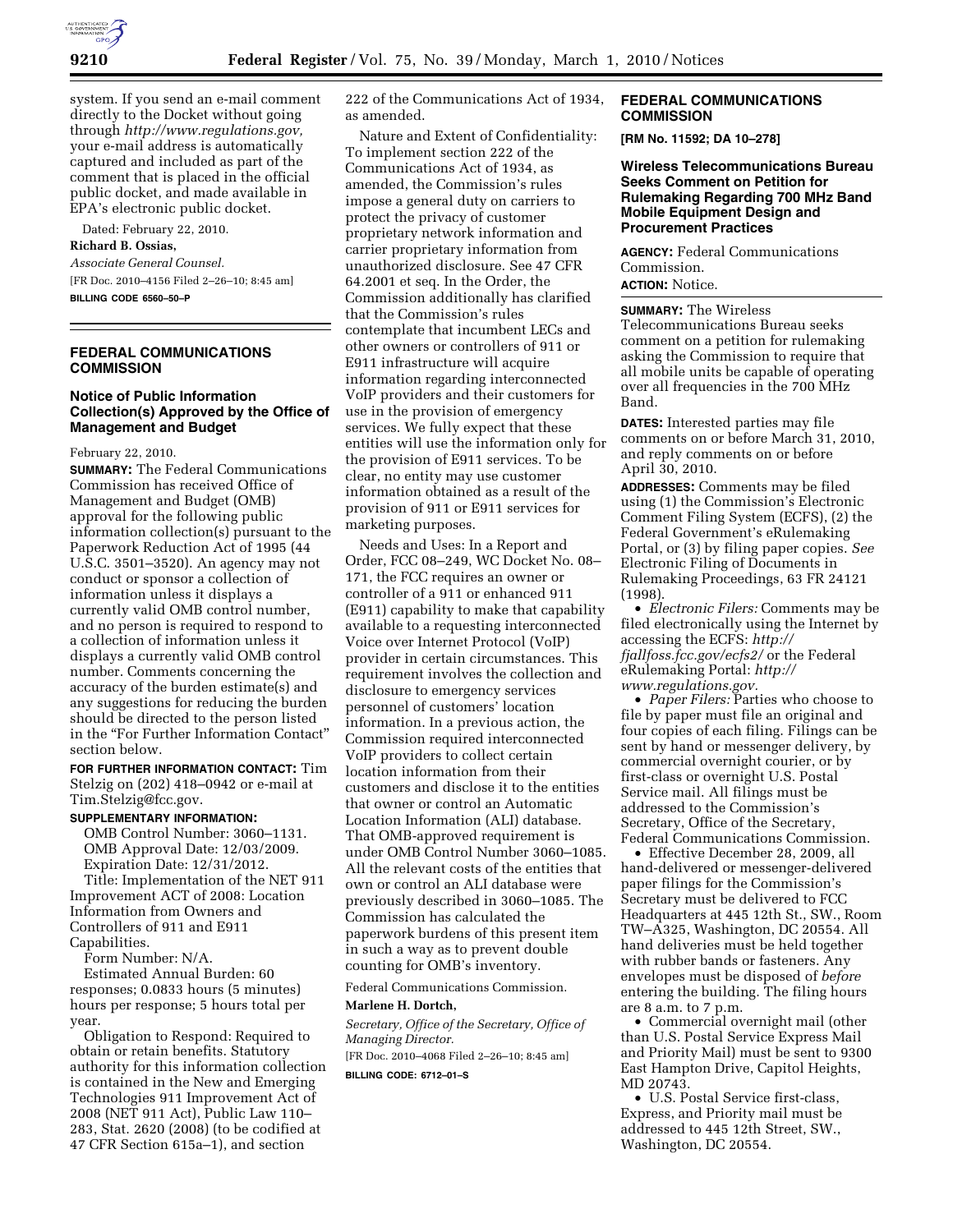system. If you send an e-mail comment directly to the Docket without going through *http://www.regulations.gov,* your e-mail address is automatically captured and included as part of the comment that is placed in the official public docket, and made available in EPA's electronic public docket.

Dated: February 22, 2010.

**Richard B. Ossias,**

*Associate General Counsel.*

[FR Doc. 2010–4156 Filed 2–26–10; 8:45 am]

**BILLING CODE 6560–50–P**

## FEDERAL COMMUNICATIONS COMMISSION

### Notice of Public Information Collection(s) Approved by the Office of Management and Budget

February 22, 2010.

**SUMMARY:** The Federal Communications Commission has received Office of Management and Budget (OMB) approval for the following public information collection(s) pursuant to the Paperwork Reduction Act of 1995 (44 U.S.C. 3501–3520). An agency may not conduct or sponsor a collection of information unless it displays a currently valid OMB control number, and no person is required to respond to a collection of information unless it displays a currently valid OMB control number. Comments concerning the accuracy of the burden estimate(s) and any suggestions for reducing the burden should be directed to the person listed in the "For Further Information Contact" section below.

**FOR FURTHER INFORMATION CONTACT:** Tim Stelzig on (202) 418–0942 or e-mail at Tim.Stelzig@fcc.gov.

**SUPPLEMENTARY INFORMATION:**

OMB Control Number: 3060–1131.

OMB Approval Date: 12/03/2009.

Expiration Date: 12/31/2012.

Title: Implementation of the NET 911 Improvement ACT of 2008: Location Information from Owners and Controllers of 911 and E911 Capabilities.

Form Number: N/A.

Estimated Annual Burden: 60 responses; 0.0833 hours (5 minutes) hours per response; 5 hours total per year.

Obligation to Respond: Required to obtain or retain benefits. Statutory authority for this information collection is contained in the New and Emerging Technologies 911 Improvement Act of 2008 (NET 911 Act), Public Law 110–283, Stat. 2620 (2008) (to be codified at 47 CFR Section 615a–1), and section 222 of the Communications Act of 1934, as amended.

Nature and Extent of Confidentiality: To implement section 222 of the Communications Act of 1934, as amended, the Commission's rules impose a general duty on carriers to protect the privacy of customer proprietary network information and carrier proprietary information from unauthorized disclosure. See 47 CFR 64.2001 et seq. In the Order, the Commission additionally has clarified that the Commission's rules contemplate that incumbent LECs and other owners or controllers of 911 or E911 infrastructure will acquire information regarding interconnected VoIP providers and their customers for use in the provision of emergency services. We fully expect that these entities will use the information only for the provision of E911 services. To be clear, no entity may use customer information obtained as a result of the provision of 911 or E911 services for marketing purposes.

Needs and Uses: In a Report and Order, FCC 08–249, WC Docket No. 08–171, the FCC requires an owner or controller of a 911 or enhanced 911 (E911) capability to make that capability available to a requesting interconnected Voice over Internet Protocol (VoIP) provider in certain circumstances. This requirement involves the collection and disclosure to emergency services personnel of customers' location information. In a previous action, the Commission required interconnected VoIP providers to collect certain location information from their customers and disclose it to the entities that owner or control an Automatic Location Information (ALI) database. That OMB-approved requirement is under OMB Control Number 3060–1085. All the relevant costs of the entities that own or control an ALI database were previously described in 3060–1085. The Commission has calculated the paperwork burdens of this present item in such a way as to prevent double counting for OMB's inventory.

Federal Communications Commission.

**Marlene H. Dortch,**

*Secretary, Office of the Secretary, Office of Managing Director.*

[FR Doc. 2010–4068 Filed 2–26–10; 8:45 am]

**BILLING CODE: 6712–01–S**

## FEDERAL COMMUNICATIONS COMMISSION

**[RM No. 11592; DA 10–278]**

### Wireless Telecommunications Bureau Seeks Comment on Petition for Rulemaking Regarding 700 MHz Band Mobile Equipment Design and Procurement Practices

**AGENCY:** Federal Communications Commission.

**ACTION:** Notice.

**SUMMARY:** The Wireless Telecommunications Bureau seeks comment on a petition for rulemaking asking the Commission to require that all mobile units be capable of operating over all frequencies in the 700 MHz Band.

**DATES:** Interested parties may file comments on or before March 31, 2010, and reply comments on or before April 30, 2010.

**ADDRESSES:** Comments may be filed using (1) the Commission's Electronic Comment Filing System (ECFS), (2) the Federal Government's eRulemaking Portal, or (3) by filing paper copies. *See* Electronic Filing of Documents in Rulemaking Proceedings, 63 FR 24121 (1998).

- *Electronic Filers:* Comments may be filed electronically using the Internet by accessing the ECFS: *http://fjallfoss.fcc.gov/ecfs2/* or the Federal eRulemaking Portal: *http://www.regulations.gov.*
- *Paper Filers:* Parties who choose to file by paper must file an original and four copies of each filing. Filings can be sent by hand or messenger delivery, by commercial overnight courier, or by first-class or overnight U.S. Postal Service mail. All filings must be addressed to the Commission's Secretary, Office of the Secretary, Federal Communications Commission.
- Effective December 28, 2009, all hand-delivered or messenger-delivered paper filings for the Commission's Secretary must be delivered to FCC Headquarters at 445 12th St., SW., Room TW–A325, Washington, DC 20554. All hand deliveries must be held together with rubber bands or fasteners. Any envelopes must be disposed of *before* entering the building. The filing hours are 8 a.m. to 7 p.m.
- Commercial overnight mail (other than U.S. Postal Service Express Mail and Priority Mail) must be sent to 9300 East Hampton Drive, Capitol Heights, MD 20743.
- U.S. Postal Service first-class, Express, and Priority mail must be addressed to 445 12th Street, SW., Washington, DC 20554.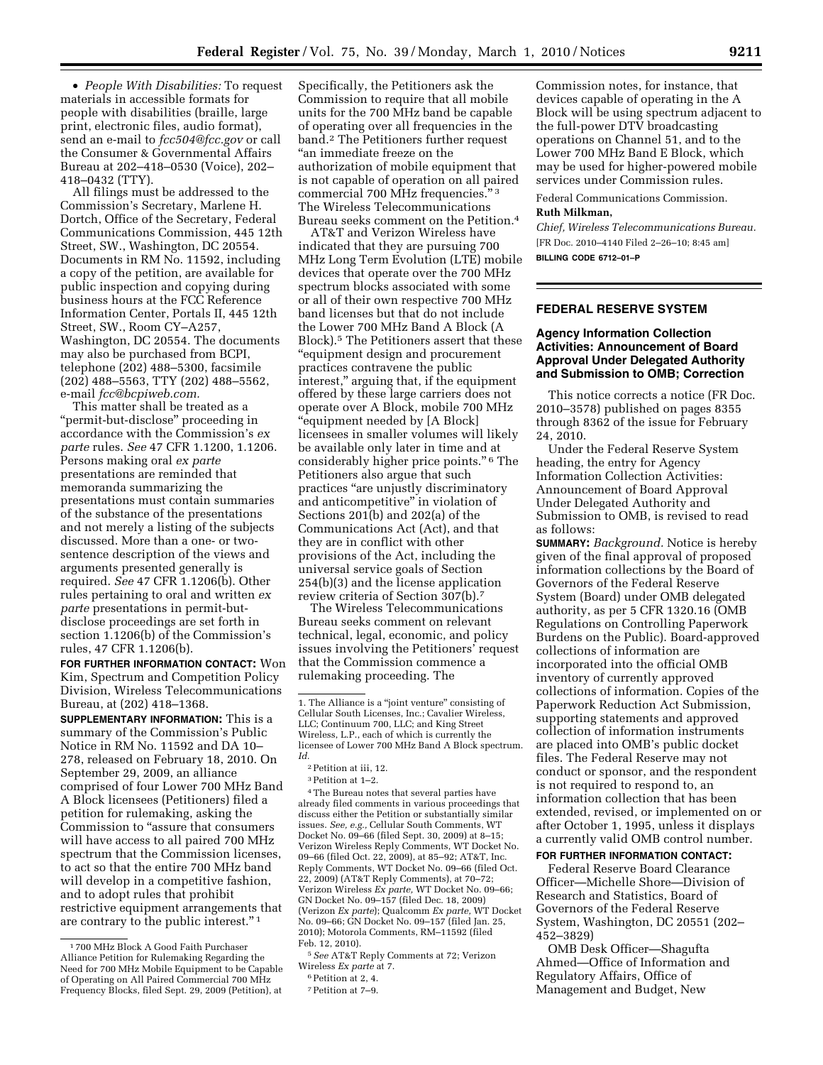- *People With Disabilities:* To request materials in accessible formats for people with disabilities (braille, large print, electronic files, audio format), send an e-mail to *fcc504@fcc.gov* or call the Consumer & Governmental Affairs Bureau at 202–418–0530 (Voice), 202–418–0432 (TTY).

All filings must be addressed to the Commission's Secretary, Marlene H. Dortch, Office of the Secretary, Federal Communications Commission, 445 12th Street, SW., Washington, DC 20554. Documents in RM No. 11592, including a copy of the petition, are available for public inspection and copying during business hours at the FCC Reference Information Center, Portals II, 445 12th Street, SW., Room CY–A257, Washington, DC 20554. The documents may also be purchased from BCPI, telephone (202) 488–5300, facsimile (202) 488–5563, TTY (202) 488–5562, e-mail *fcc@bcpiweb.com.*

This matter shall be treated as a "permit-but-disclose" proceeding in accordance with the Commission's *ex parte* rules. *See* 47 CFR 1.1200, 1.1206. Persons making oral *ex parte* presentations are reminded that memoranda summarizing the presentations must contain summaries of the substance of the presentations and not merely a listing of the subjects discussed. More than a one- or two-sentence description of the views and arguments presented generally is required. *See* 47 CFR 1.1206(b). Other rules pertaining to oral and written *ex parte* presentations in permit-but-disclose proceedings are set forth in section 1.1206(b) of the Commission's rules, 47 CFR 1.1206(b).

**FOR FURTHER INFORMATION CONTACT:** Won Kim, Spectrum and Competition Policy Division, Wireless Telecommunications Bureau, at (202) 418–1368.

**SUPPLEMENTARY INFORMATION:** This is a summary of the Commission's Public Notice in RM No. 11592 and DA 10–278, released on February 18, 2010. On September 29, 2009, an alliance comprised of four Lower 700 MHz Band A Block licensees (Petitioners) filed a petition for rulemaking, asking the Commission to "assure that consumers will have access to all paired 700 MHz spectrum that the Commission licenses, to act so that the entire 700 MHz band will develop in a competitive fashion, and to adopt rules that prohibit restrictive equipment arrangements that are contrary to the public interest."[1] Specifically, the Petitioners ask the Commission to require that all mobile units for the 700 MHz band be capable of operating over all frequencies in the band.[2] The Petitioners further request "an immediate freeze on the authorization of mobile equipment that is not capable of operation on all paired commercial 700 MHz frequencies."[3] The Wireless Telecommunications Bureau seeks comment on the Petition.[4]

AT&T and Verizon Wireless have indicated that they are pursuing 700 MHz Long Term Evolution (LTE) mobile devices that operate over the 700 MHz spectrum blocks associated with some or all of their own respective 700 MHz band licenses but that do not include the Lower 700 MHz Band A Block (A Block).[5] The Petitioners assert that these "equipment design and procurement practices contravene the public interest," arguing that, if the equipment offered by these large carriers does not operate over A Block, mobile 700 MHz "equipment needed by [A Block] licensees in smaller volumes will likely be available only later in time and at considerably higher price points."[6] The Petitioners also argue that such practices "are unjustly discriminatory and anticompetitive" in violation of Sections 201(b) and 202(a) of the Communications Act (Act), and that they are in conflict with other provisions of the Act, including the universal service goals of Section 254(b)(3) and the license application review criteria of Section 307(b).[7]

The Wireless Telecommunications Bureau seeks comment on relevant technical, legal, economic, and policy issues involving the Petitioners' request that the Commission commence a rulemaking proceeding. The Commission notes, for instance, that devices capable of operating in the A Block will be using spectrum adjacent to the full-power DTV broadcasting operations on Channel 51, and to the Lower 700 MHz Band E Block, which may be used for higher-powered mobile services under Commission rules.

Federal Communications Commission.

**Ruth Milkman,**

*Chief, Wireless Telecommunications Bureau.*

[FR Doc. 2010–4140 Filed 2–26–10; 8:45 am]

**BILLING CODE 6712–01–P**

---

[1] 700 MHz Block A Good Faith Purchaser Alliance Petition for Rulemaking Regarding the Need for 700 MHz Mobile Equipment to be Capable of Operating on All Paired Commercial 700 MHz Frequency Blocks, filed Sept. 29, 2009 (Petition), at 1. The Alliance is a "joint venture" consisting of Cellular South Licenses, Inc.; Cavalier Wireless, LLC; Continuum 700, LLC; and King Street Wireless, L.P., each of which is currently the licensee of Lower 700 MHz Band A Block spectrum. *Id.*

[2] Petition at iii, 12.

[3] Petition at 1–2.

[4] The Bureau notes that several parties have already filed comments in various proceedings that discuss either the Petition or substantially similar issues. *See, e.g.,* Cellular South Comments, WT Docket No. 09–66 (filed Sept. 30, 2009) at 8–15; Verizon Wireless Reply Comments, WT Docket No. 09–66 (filed Oct. 22, 2009), at 85–92; AT&T, Inc. Reply Comments, WT Docket No. 09–66 (filed Oct. 22, 2009) (AT&T Reply Comments), at 70–72; Verizon Wireless *Ex parte,* WT Docket No. 09–66; GN Docket No. 09–157 (filed Dec. 18, 2009) (Verizon *Ex parte*); Qualcomm *Ex parte,* WT Docket No. 09–66; GN Docket No. 09–157 (filed Jan. 25, 2010); Motorola Comments, RM–11592 (filed Feb. 12, 2010).

[5] *See* AT&T Reply Comments at 72; Verizon Wireless *Ex parte* at 7.

[6] Petition at 2, 4.

[7] Petition at 7–9.

---

## FEDERAL RESERVE SYSTEM

### Agency Information Collection Activities: Announcement of Board Approval Under Delegated Authority and Submission to OMB; Correction

This notice corrects a notice (FR Doc. 2010–3578) published on pages 8355 through 8362 of the issue for February 24, 2010.

Under the Federal Reserve System heading, the entry for Agency Information Collection Activities: Announcement of Board Approval Under Delegated Authority and Submission to OMB, is revised to read as follows:

**SUMMARY:** *Background.* Notice is hereby given of the final approval of proposed information collections by the Board of Governors of the Federal Reserve System (Board) under OMB delegated authority, as per 5 CFR 1320.16 (OMB Regulations on Controlling Paperwork Burdens on the Public). Board-approved collections of information are incorporated into the official OMB inventory of currently approved collections of information. Copies of the Paperwork Reduction Act Submission, supporting statements and approved collection of information instruments are placed into OMB's public docket files. The Federal Reserve may not conduct or sponsor, and the respondent is not required to respond to, an information collection that has been extended, revised, or implemented on or after October 1, 1995, unless it displays a currently valid OMB control number.

**FOR FURTHER INFORMATION CONTACT:**

Federal Reserve Board Clearance Officer—Michelle Shore—Division of Research and Statistics, Board of Governors of the Federal Reserve System, Washington, DC 20551 (202–452–3829)

OMB Desk Officer—Shagufta Ahmed—Office of Information and Regulatory Affairs, Office of Management and Budget, New